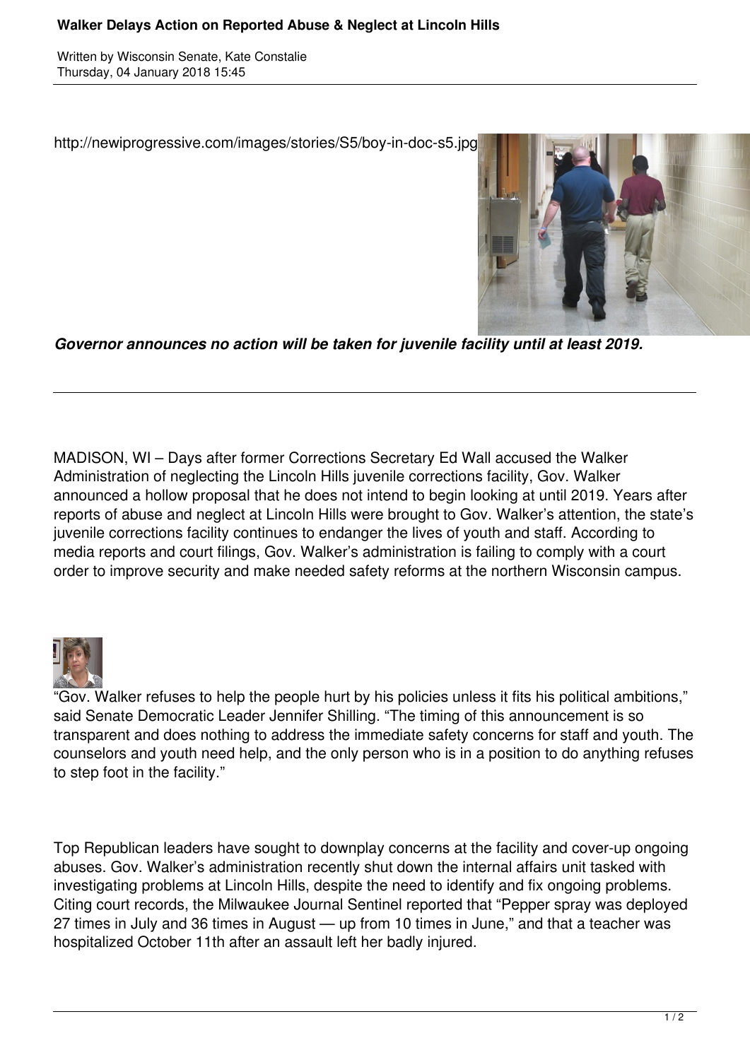# Walker Delays Action on Reported Abuse & Neglect at Lincoln Hills

Written by Wisconsin Senate, Kate Constalie
Thursday, 04 January 2018 15:45

http://newiprogressive.com/images/stories/S5/boy-in-doc-s5.jpg

***Governor announces no action will be taken for juvenile facility until at least 2019.***

---

MADISON, WI – Days after former Corrections Secretary Ed Wall accused the Walker Administration of neglecting the Lincoln Hills juvenile corrections facility, Gov. Walker announced a hollow proposal that he does not intend to begin looking at until 2019. Years after reports of abuse and neglect at Lincoln Hills were brought to Gov. Walker's attention, the state's juvenile corrections facility continues to endanger the lives of youth and staff. According to media reports and court filings, Gov. Walker's administration is failing to comply with a court order to improve security and make needed safety reforms at the northern Wisconsin campus.

"Gov. Walker refuses to help the people hurt by his policies unless it fits his political ambitions," said Senate Democratic Leader Jennifer Shilling. "The timing of this announcement is so transparent and does nothing to address the immediate safety concerns for staff and youth. The counselors and youth need help, and the only person who is in a position to do anything refuses to step foot in the facility."

Top Republican leaders have sought to downplay concerns at the facility and cover-up ongoing abuses. Gov. Walker's administration recently shut down the internal affairs unit tasked with investigating problems at Lincoln Hills, despite the need to identify and fix ongoing problems. Citing court records, the Milwaukee Journal Sentinel reported that "Pepper spray was deployed 27 times in July and 36 times in August — up from 10 times in June," and that a teacher was hospitalized October 11th after an assault left her badly injured.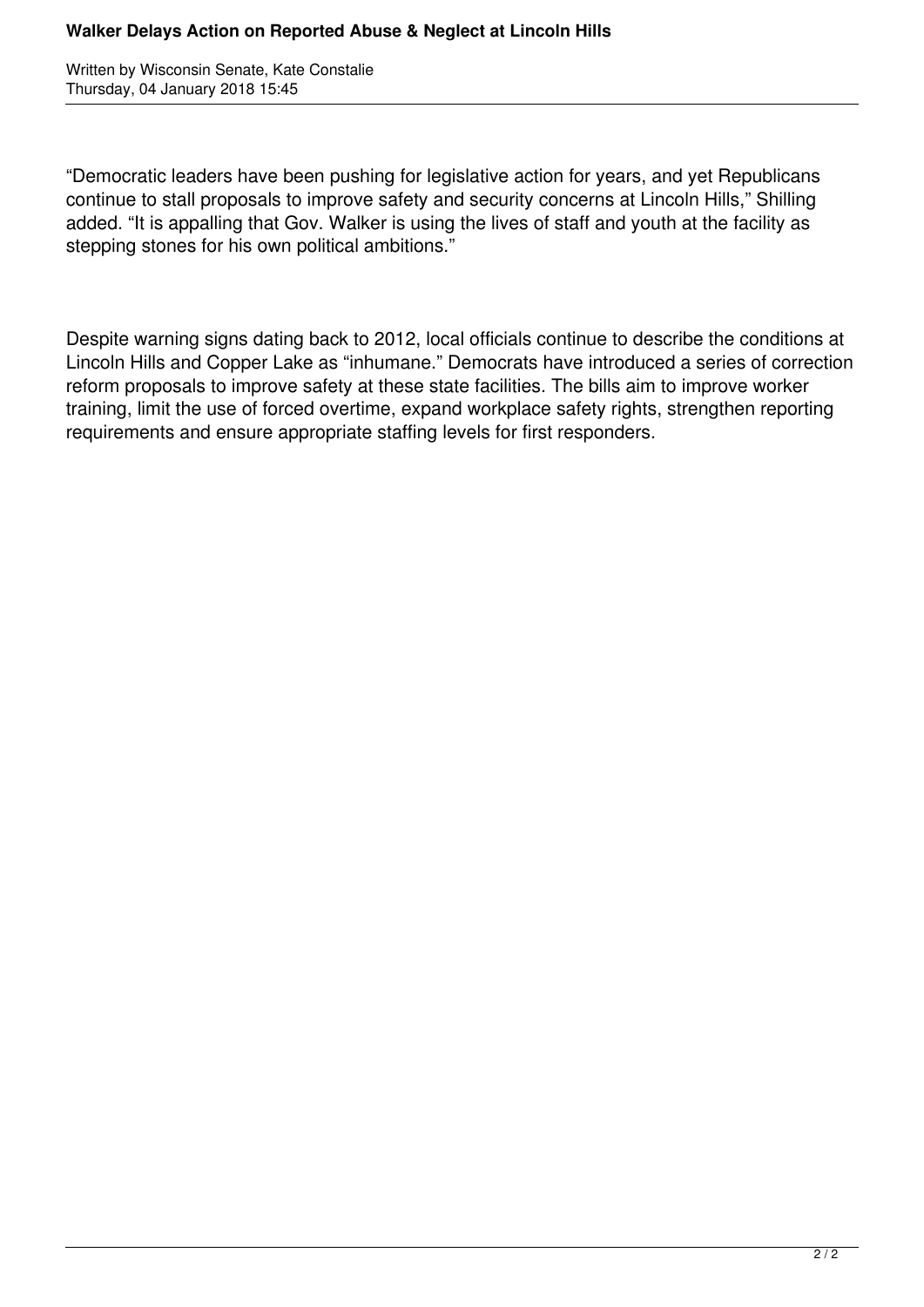"Democratic leaders have been pushing for legislative action for years, and yet Republicans continue to stall proposals to improve safety and security concerns at Lincoln Hills," Shilling added. "It is appalling that Gov. Walker is using the lives of staff and youth at the facility as stepping stones for his own political ambitions."

Despite warning signs dating back to 2012, local officials continue to describe the conditions at Lincoln Hills and Copper Lake as "inhumane." Democrats have introduced a series of correction reform proposals to improve safety at these state facilities. The bills aim to improve worker training, limit the use of forced overtime, expand workplace safety rights, strengthen reporting requirements and ensure appropriate staffing levels for first responders.